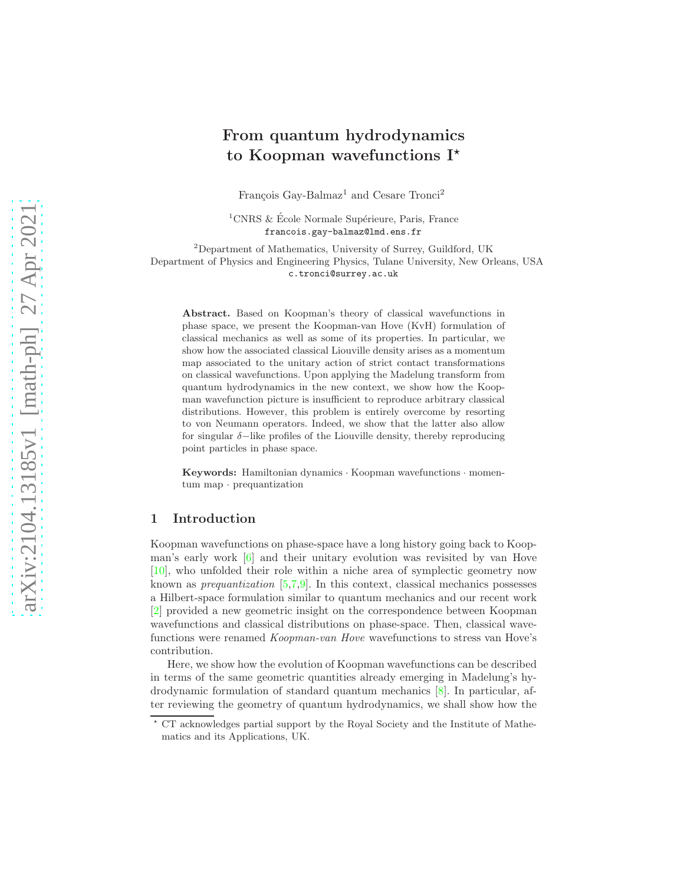# From quantum hydrodynamics to Koopman wavefunctions I*

François Gay-Balmaz[1] and Cesare Tronci[2]

[1]CNRS & École Normale Supérieure, Paris, France
francois.gay-balmaz@lmd.ens.fr

[2]Department of Mathematics, University of Surrey, Guildford, UK
Department of Physics and Engineering Physics, Tulane University, New Orleans, USA
c.tronci@surrey.ac.uk

**Abstract.** Based on Koopman's theory of classical wavefunctions in phase space, we present the Koopman-van Hove (KvH) formulation of classical mechanics as well as some of its properties. In particular, we show how the associated classical Liouville density arises as a momentum map associated to the unitary action of strict contact transformations on classical wavefunctions. Upon applying the Madelung transform from quantum hydrodynamics in the new context, we show how the Koopman wavefunction picture is insufficient to reproduce arbitrary classical distributions. However, this problem is entirely overcome by resorting to von Neumann operators. Indeed, we show that the latter also allow for singular $\delta-$like profiles of the Liouville density, thereby reproducing point particles in phase space.

**Keywords:** Hamiltonian dynamics · Koopman wavefunctions · momentum map · prequantization

## 1 Introduction

Koopman wavefunctions on phase-space have a long history going back to Koopman's early work [6] and their unitary evolution was revisited by van Hove [10], who unfolded their role within a niche area of symplectic geometry now known as *prequantization* [5,7,9]. In this context, classical mechanics possesses a Hilbert-space formulation similar to quantum mechanics and our recent work [2] provided a new geometric insight on the correspondence between Koopman wavefunctions and classical distributions on phase-space. Then, classical wavefunctions were renamed *Koopman-van Hove* wavefunctions to stress van Hove's contribution.

Here, we show how the evolution of Koopman wavefunctions can be described in terms of the same geometric quantities already emerging in Madelung's hydrodynamic formulation of standard quantum mechanics [8]. In particular, after reviewing the geometry of quantum hydrodynamics, we shall show how the

* CT acknowledges partial support by the Royal Society and the Institute of Mathematics and its Applications, UK.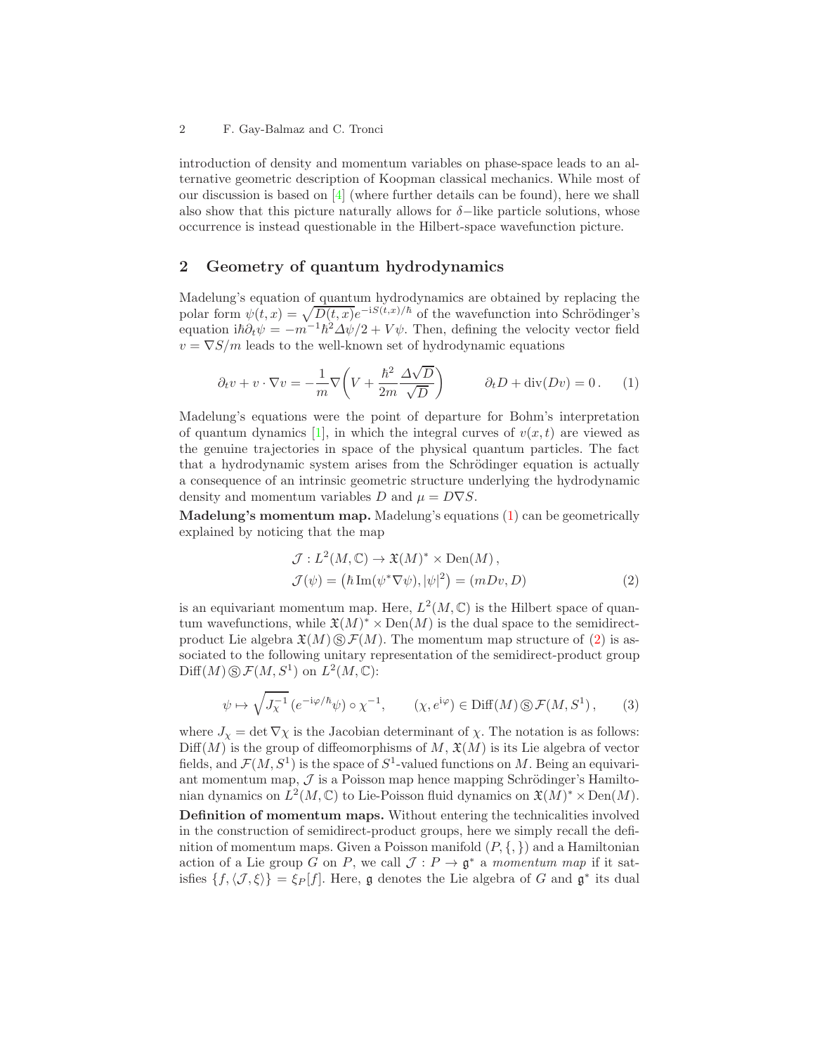introduction of density and momentum variables on phase-space leads to an alternative geometric description of Koopman classical mechanics. While most of our discussion is based on [4] (where further details can be found), here we shall also show that this picture naturally allows for $\delta-$like particle solutions, whose occurrence is instead questionable in the Hilbert-space wavefunction picture.

## 2 Geometry of quantum hydrodynamics

Madelung's equation of quantum hydrodynamics are obtained by replacing the polar form $\psi(t,x) = \sqrt{D(t,x)}e^{-\mathrm{i}S(t,x)/\hbar}$ of the wavefunction into Schrödinger's equation $\mathrm{i}\hbar\partial_t\psi = -m^{-1}\hbar^2\Delta\psi/2 + V\psi$. Then, defining the velocity vector field $v = \nabla S/m$ leads to the well-known set of hydrodynamic equations

$$\partial_t v + v\cdot\nabla v = -\frac{1}{m}\nabla\!\left(V + \frac{\hbar^2}{2m}\frac{\Delta\sqrt{D}}{\sqrt{D}}\right) \qquad\qquad \partial_t D + \operatorname{div}(Dv) = 0\,. \tag{1}$$

Madelung's equations were the point of departure for Bohm's interpretation of quantum dynamics [1], in which the integral curves of $v(x,t)$ are viewed as the genuine trajectories in space of the physical quantum particles. The fact that a hydrodynamic system arises from the Schrödinger equation is actually a consequence of an intrinsic geometric structure underlying the hydrodynamic density and momentum variables $D$ and $\mu = D\nabla S$.

**Madelung's momentum map.** Madelung's equations (1) can be geometrically explained by noticing that the map

$$\begin{aligned}&\mathcal{J} : L^2(M,\mathbb{C}) \to \mathfrak{X}(M)^* \times \operatorname{Den}(M)\,,\\ &\mathcal{J}(\psi) = \left(\hbar\operatorname{Im}(\psi^*\nabla\psi), |\psi|^2\right) = (mDv, D)\end{aligned} \tag{2}$$

is an equivariant momentum map. Here, $L^2(M,\mathbb{C})$ is the Hilbert space of quantum wavefunctions, while $\mathfrak{X}(M)^* \times \operatorname{Den}(M)$ is the dual space to the semidirect-product Lie algebra $\mathfrak{X}(M)\,Ⓢ\,\mathcal{F}(M)$. The momentum map structure of (2) is associated to the following unitary representation of the semidirect-product group $\operatorname{Diff}(M)\,Ⓢ\,\mathcal{F}(M,S^1)$ on $L^2(M,\mathbb{C})$:

$$\psi \mapsto \sqrt{J_\chi^{-1}}\,(e^{-\mathrm{i}\varphi/\hbar}\psi)\circ\chi^{-1}, \qquad (\chi, e^{\mathrm{i}\varphi}) \in \operatorname{Diff}(M)\,Ⓢ\,\mathcal{F}(M,S^1)\,, \tag{3}$$

where $J_\chi = \det\nabla\chi$ is the Jacobian determinant of $\chi$. The notation is as follows: $\operatorname{Diff}(M)$ is the group of diffeomorphisms of $M$, $\mathfrak{X}(M)$ is its Lie algebra of vector fields, and $\mathcal{F}(M,S^1)$ is the space of $S^1$-valued functions on $M$. Being an equivariant momentum map, $\mathcal{J}$ is a Poisson map hence mapping Schrödinger's Hamiltonian dynamics on $L^2(M,\mathbb{C})$ to Lie-Poisson fluid dynamics on $\mathfrak{X}(M)^* \times \operatorname{Den}(M)$.

**Definition of momentum maps.** Without entering the technicalities involved in the construction of semidirect-product groups, here we simply recall the definition of momentum maps. Given a Poisson manifold $(P, \{,\})$ and a Hamiltonian action of a Lie group $G$ on $P$, we call $\mathcal{J} : P \to \mathfrak{g}^*$ a *momentum map* if it satisfies $\{f, \langle\mathcal{J},\xi\rangle\} = \xi_P[f]$. Here, $\mathfrak{g}$ denotes the Lie algebra of $G$ and $\mathfrak{g}^*$ its dual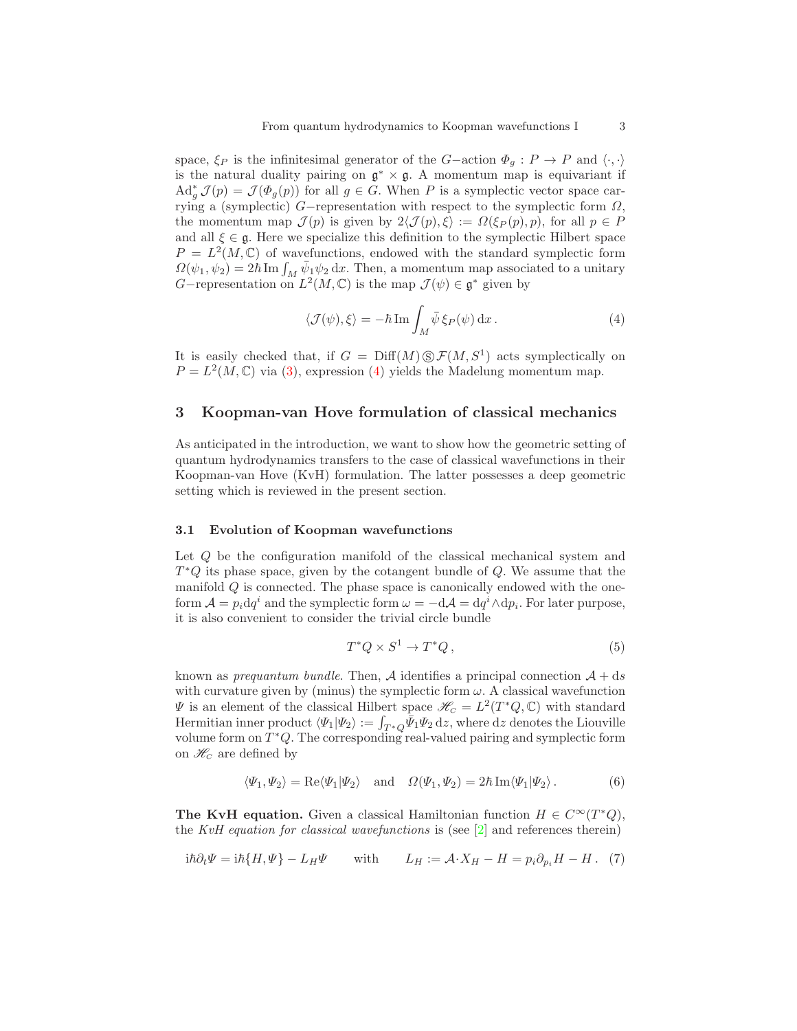space, $\xi_P$ is the infinitesimal generator of the $G$−action $\Phi_g : P \to P$ and $\langle\cdot,\cdot\rangle$ is the natural duality pairing on $\mathfrak{g}^* \times \mathfrak{g}$. A momentum map is equivariant if $\mathrm{Ad}^*_g \mathcal{J}(p) = \mathcal{J}(\Phi_g(p))$ for all $g \in G$. When $P$ is a symplectic vector space carrying a (symplectic) $G$−representation with respect to the symplectic form $\Omega$, the momentum map $\mathcal{J}(p)$ is given by $2\langle\mathcal{J}(p), \xi\rangle := \Omega(\xi_P(p), p)$, for all $p \in P$ and all $\xi \in \mathfrak{g}$. Here we specialize this definition to the symplectic Hilbert space $P = L^2(M, \mathbb{C})$ of wavefunctions, endowed with the standard symplectic form $\Omega(\psi_1, \psi_2) = 2\hbar\,\mathrm{Im}\int_M \bar{\psi}_1\psi_2\,\mathrm{d}x$. Then, a momentum map associated to a unitary $G$−representation on $L^2(M, \mathbb{C})$ is the map $\mathcal{J}(\psi) \in \mathfrak{g}^*$ given by

$$\langle\mathcal{J}(\psi), \xi\rangle = -\hbar\,\mathrm{Im}\int_M \bar{\psi}\,\xi_P(\psi)\,\mathrm{d}x\,. \tag{4}$$

It is easily checked that, if $G = \mathrm{Diff}(M) \circledS \mathcal{F}(M, S^1)$ acts symplectically on $P = L^2(M, \mathbb{C})$ via (3), expression (4) yields the Madelung momentum map.

## 3 Koopman-van Hove formulation of classical mechanics

As anticipated in the introduction, we want to show how the geometric setting of quantum hydrodynamics transfers to the case of classical wavefunctions in their Koopman-van Hove (KvH) formulation. The latter possesses a deep geometric setting which is reviewed in the present section.

### 3.1 Evolution of Koopman wavefunctions

Let $Q$ be the configuration manifold of the classical mechanical system and $T^*Q$ its phase space, given by the cotangent bundle of $Q$. We assume that the manifold $Q$ is connected. The phase space is canonically endowed with the one-form $\mathcal{A} = p_i\mathrm{d}q^i$ and the symplectic form $\omega = -\mathrm{d}\mathcal{A} = \mathrm{d}q^i\wedge\mathrm{d}p_i$. For later purpose, it is also convenient to consider the trivial circle bundle

$$T^*Q \times S^1 \to T^*Q\,, \tag{5}$$

known as *prequantum bundle*. Then, $\mathcal{A}$ identifies a principal connection $\mathcal{A} + \mathrm{d}s$ with curvature given by (minus) the symplectic form $\omega$. A classical wavefunction $\Psi$ is an element of the classical Hilbert space $\mathscr{H}_C = L^2(T^*Q, \mathbb{C})$ with standard Hermitian inner product $\langle\Psi_1|\Psi_2\rangle := \int_{T^*Q}\bar{\Psi}_1\Psi_2\,\mathrm{d}z$, where $\mathrm{d}z$ denotes the Liouville volume form on $T^*Q$. The corresponding real-valued pairing and symplectic form on $\mathscr{H}_C$ are defined by

$$\langle\Psi_1, \Psi_2\rangle = \mathrm{Re}\langle\Psi_1|\Psi_2\rangle \quad \text{and} \quad \Omega(\Psi_1, \Psi_2) = 2\hbar\,\mathrm{Im}\langle\Psi_1|\Psi_2\rangle\,. \tag{6}$$

**The KvH equation.** Given a classical Hamiltonian function $H \in C^\infty(T^*Q)$, the *KvH equation for classical wavefunctions* is (see [2] and references therein)

$$\mathrm{i}\hbar\partial_t\Psi = \mathrm{i}\hbar\{H, \Psi\} - L_H\Psi \qquad \text{with} \qquad L_H := \mathcal{A}\cdot X_H - H = p_i\partial_{p_i}H - H\,. \tag{7}$$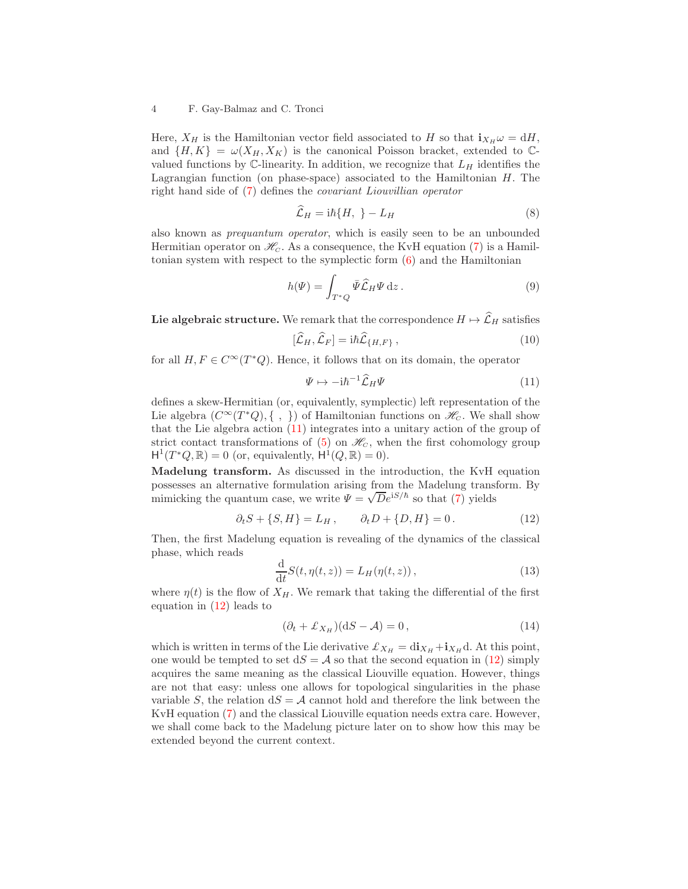Here, $X_H$ is the Hamiltonian vector field associated to $H$ so that $\mathbf{i}_{X_H}\omega = \mathrm{d}H$, and $\{H, K\} = \omega(X_H, X_K)$ is the canonical Poisson bracket, extended to $\mathbb{C}$-valued functions by $\mathbb{C}$-linearity. In addition, we recognize that $L_H$ identifies the Lagrangian function (on phase-space) associated to the Hamiltonian $H$. The right hand side of (7) defines the *covariant Liouvillian operator*

$$\widehat{\mathcal{L}}_H = \mathrm{i}\hbar\{H,\ \} - L_H \tag{8}$$

also known as *prequantum operator*, which is easily seen to be an unbounded Hermitian operator on $\mathscr{H}_C$. As a consequence, the KvH equation (7) is a Hamiltonian system with respect to the symplectic form (6) and the Hamiltonian

$$h(\Psi) = \int_{T^*Q} \bar{\Psi}\widehat{\mathcal{L}}_H\Psi \,\mathrm{d}z\,. \tag{9}$$

**Lie algebraic structure.** We remark that the correspondence $H \mapsto \widehat{\mathcal{L}}_H$ satisfies

$$[\widehat{\mathcal{L}}_H, \widehat{\mathcal{L}}_F] = \mathrm{i}\hbar\widehat{\mathcal{L}}_{\{H,F\}}\,, \tag{10}$$

for all $H, F \in C^\infty(T^*Q)$. Hence, it follows that on its domain, the operator

$$\Psi \mapsto -\mathrm{i}\hbar^{-1}\widehat{\mathcal{L}}_H\Psi \tag{11}$$

defines a skew-Hermitian (or, equivalently, symplectic) left representation of the Lie algebra $(C^\infty(T^*Q), \{\ ,\ \})$ of Hamiltonian functions on $\mathscr{H}_C$. We shall show that the Lie algebra action (11) integrates into a unitary action of the group of strict contact transformations of (5) on $\mathscr{H}_C$, when the first cohomology group $\mathsf{H}^1(T^*Q,\mathbb{R}) = 0$ (or, equivalently, $\mathsf{H}^1(Q,\mathbb{R}) = 0$).

**Madelung transform.** As discussed in the introduction, the KvH equation possesses an alternative formulation arising from the Madelung transform. By mimicking the quantum case, we write $\Psi = \sqrt{D}e^{\mathrm{i}S/\hbar}$ so that (7) yields

$$\partial_t S + \{S, H\} = L_H\,, \qquad \partial_t D + \{D, H\} = 0\,. \tag{12}$$

Then, the first Madelung equation is revealing of the dynamics of the classical phase, which reads

$$\frac{\mathrm{d}}{\mathrm{d}t}S(t, \eta(t,z)) = L_H(\eta(t,z))\,, \tag{13}$$

where $\eta(t)$ is the flow of $X_H$. We remark that taking the differential of the first equation in (12) leads to

$$(\partial_t + \pounds_{X_H})(\mathrm{d}S - \mathcal{A}) = 0\,, \tag{14}$$

which is written in terms of the Lie derivative $\pounds_{X_H} = \mathrm{d}\mathbf{i}_{X_H} + \mathbf{i}_{X_H}\mathrm{d}$. At this point, one would be tempted to set $\mathrm{d}S = \mathcal{A}$ so that the second equation in (12) simply acquires the same meaning as the classical Liouville equation. However, things are not that easy: unless one allows for topological singularities in the phase variable $S$, the relation $\mathrm{d}S = \mathcal{A}$ cannot hold and therefore the link between the KvH equation (7) and the classical Liouville equation needs extra care. However, we shall come back to the Madelung picture later on to show how this may be extended beyond the current context.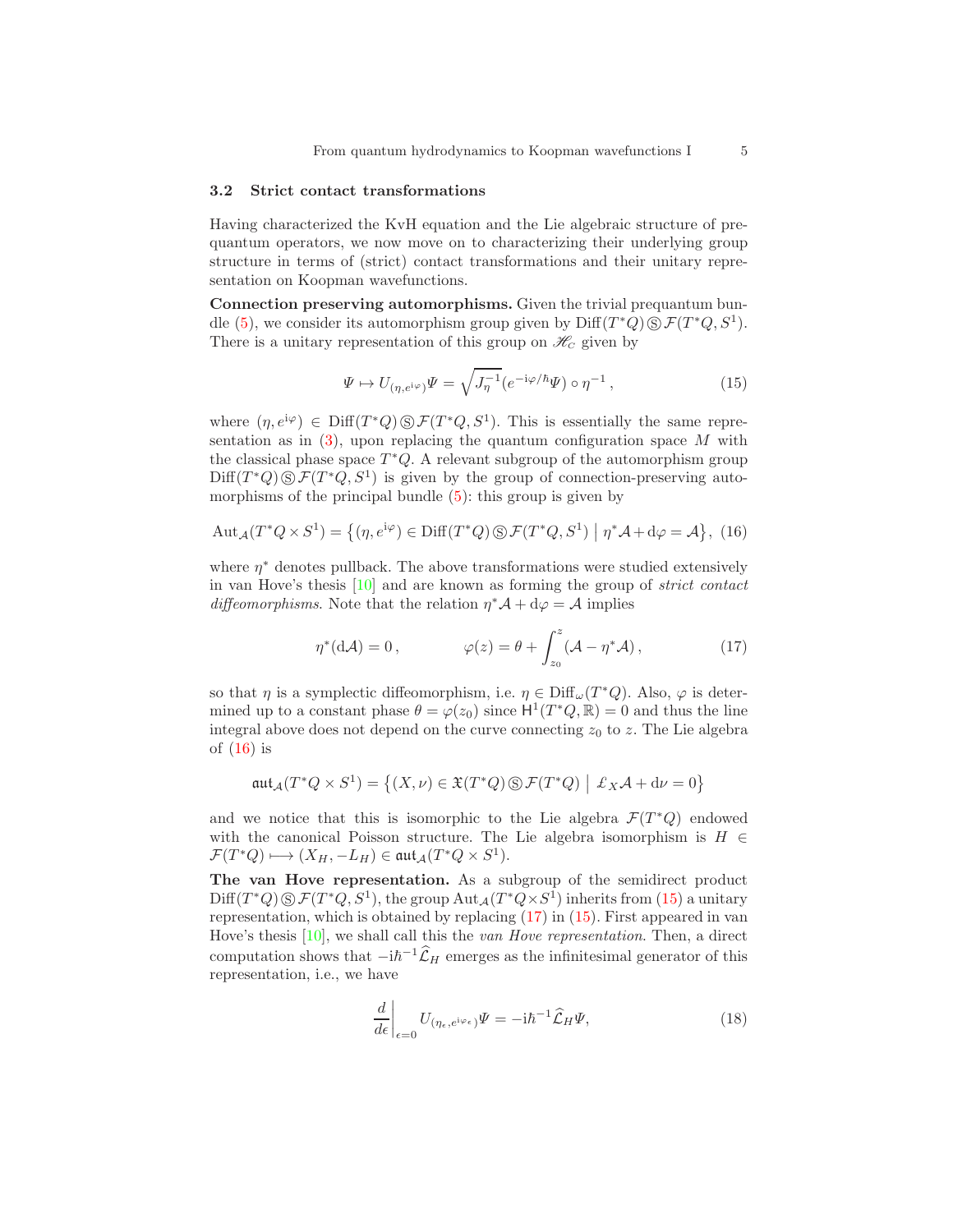### 3.2 Strict contact transformations

Having characterized the KvH equation and the Lie algebraic structure of prequantum operators, we now move on to characterizing their underlying group structure in terms of (strict) contact transformations and their unitary representation on Koopman wavefunctions.

**Connection preserving automorphisms.** Given the trivial prequantum bundle (5), we consider its automorphism group given by $\mathrm{Diff}(T^*Q)\,Ⓢ\,\mathcal{F}(T^*Q,S^1)$. There is a unitary representation of this group on $\mathscr{H}_C$ given by

$$\Psi \mapsto U_{(\eta,e^{\mathrm{i}\varphi})}\Psi = \sqrt{J_\eta^{-1}}\,(e^{-\mathrm{i}\varphi/\hbar}\Psi)\circ\eta^{-1}\,, \tag{15}$$

where $(\eta,e^{\mathrm{i}\varphi}) \in \mathrm{Diff}(T^*Q)\,Ⓢ\,\mathcal{F}(T^*Q,S^1)$. This is essentially the same representation as in (3), upon replacing the quantum configuration space $M$ with the classical phase space $T^*Q$. A relevant subgroup of the automorphism group $\mathrm{Diff}(T^*Q)\,Ⓢ\,\mathcal{F}(T^*Q,S^1)$ is given by the group of connection-preserving automorphisms of the principal bundle (5): this group is given by

$$\mathrm{Aut}_{\mathcal{A}}(T^*Q\times S^1) = \left\{(\eta,e^{\mathrm{i}\varphi}) \in \mathrm{Diff}(T^*Q)\,Ⓢ\,\mathcal{F}(T^*Q,S^1)\;\middle|\;\eta^*\mathcal{A}+\mathrm{d}\varphi=\mathcal{A}\right\}, \tag{16}$$

where $\eta^*$ denotes pullback. The above transformations were studied extensively in van Hove's thesis [10] and are known as forming the group of *strict contact diffeomorphisms*. Note that the relation $\eta^*\mathcal{A}+\mathrm{d}\varphi=\mathcal{A}$ implies

$$\eta^*(\mathrm{d}\mathcal{A})=0\,, \qquad\qquad \varphi(z)=\theta+\int_{z_0}^{z}(\mathcal{A}-\eta^*\mathcal{A})\,, \tag{17}$$

so that $\eta$ is a symplectic diffeomorphism, i.e. $\eta\in\mathrm{Diff}_\omega(T^*Q)$. Also, $\varphi$ is determined up to a constant phase $\theta=\varphi(z_0)$ since $\mathsf{H}^1(T^*Q,\mathbb{R})=0$ and thus the line integral above does not depend on the curve connecting $z_0$ to $z$. The Lie algebra of (16) is

$$\mathfrak{aut}_{\mathcal{A}}(T^*Q\times S^1) = \left\{(X,\nu)\in\mathfrak{X}(T^*Q)\,Ⓢ\,\mathcal{F}(T^*Q)\;\middle|\;\pounds_X\mathcal{A}+\mathrm{d}\nu=0\right\}$$

and we notice that this is isomorphic to the Lie algebra $\mathcal{F}(T^*Q)$ endowed with the canonical Poisson structure. The Lie algebra isomorphism is $H\in\mathcal{F}(T^*Q)\longmapsto(X_H,-L_H)\in\mathfrak{aut}_{\mathcal{A}}(T^*Q\times S^1)$.

**The van Hove representation.** As a subgroup of the semidirect product $\mathrm{Diff}(T^*Q)\,Ⓢ\,\mathcal{F}(T^*Q,S^1)$, the group $\mathrm{Aut}_{\mathcal{A}}(T^*Q\times S^1)$ inherits from (15) a unitary representation, which is obtained by replacing (17) in (15). First appeared in van Hove's thesis [10], we shall call this the *van Hove representation*. Then, a direct computation shows that $-\mathrm{i}\hbar^{-1}\widehat{\mathcal{L}}_H$ emerges as the infinitesimal generator of this representation, i.e., we have

$$\left.\frac{d}{d\epsilon}\right|_{\epsilon=0} U_{(\eta_\epsilon,e^{\mathrm{i}\varphi_\epsilon})}\Psi = -\mathrm{i}\hbar^{-1}\widehat{\mathcal{L}}_H\Psi, \tag{18}$$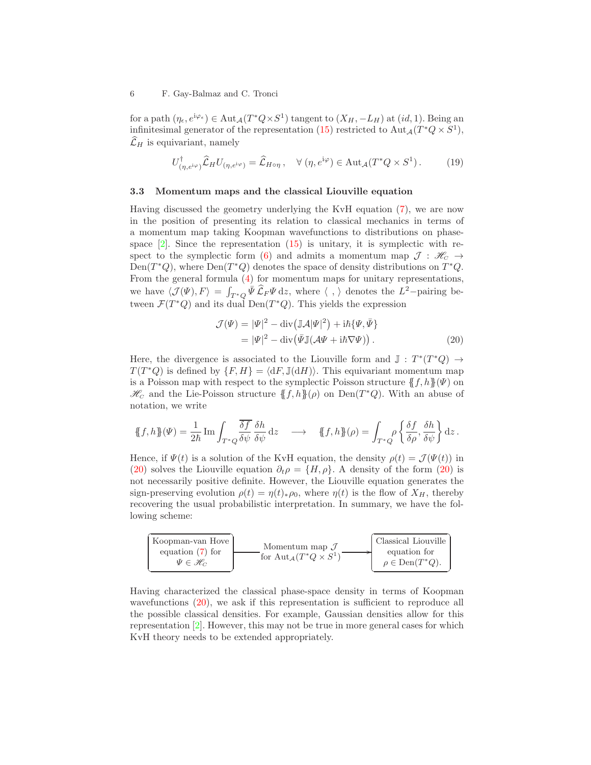for a path $(\eta_\epsilon, e^{i\varphi_\epsilon}) \in \mathrm{Aut}_\mathcal{A}(T^*Q\times S^1)$ tangent to $(X_H, -L_H)$ at $(id, 1)$. Being an infinitesimal generator of the representation (15) restricted to $\mathrm{Aut}_\mathcal{A}(T^*Q\times S^1)$, $\widehat{\mathcal{L}}_H$ is equivariant, namely

$$U^\dagger_{(\eta,e^{i\varphi})}\widehat{\mathcal{L}}_H U_{(\eta,e^{i\varphi})} = \widehat{\mathcal{L}}_{H\circ\eta}\,, \quad \forall\ (\eta, e^{i\varphi}) \in \mathrm{Aut}_\mathcal{A}(T^*Q\times S^1)\,. \tag{19}$$

### 3.3 Momentum maps and the classical Liouville equation

Having discussed the geometry underlying the KvH equation (7), we are now in the position of presenting its relation to classical mechanics in terms of a momentum map taking Koopman wavefunctions to distributions on phase-space [2]. Since the representation (15) is unitary, it is symplectic with respect to the symplectic form (6) and admits a momentum map $\mathcal{J} : \mathscr{H}_C \to \mathrm{Den}(T^*Q)$, where $\mathrm{Den}(T^*Q)$ denotes the space of density distributions on $T^*Q$. From the general formula (4) for momentum maps for unitary representations, we have $\langle \mathcal{J}(\Psi), F\rangle = \int_{T^*Q} \bar\Psi\, \widehat{\mathcal{L}}_F \Psi\,\mathrm{d}z$, where $\langle\ ,\ \rangle$ denotes the $L^2-$pairing between $\mathcal{F}(T^*Q)$ and its dual $\mathrm{Den}(T^*Q)$. This yields the expression

$$\begin{aligned}\mathcal{J}(\Psi) &= |\Psi|^2 - \mathrm{div}\big(\mathbb{J}\mathcal{A}|\Psi|^2\big) + i\hbar\{\Psi,\bar\Psi\}\\ &= |\Psi|^2 - \mathrm{div}\big(\bar\Psi\mathbb{J}(\mathcal{A}\Psi + i\hbar\nabla\Psi)\big)\,.\end{aligned} \tag{20}$$

Here, the divergence is associated to the Liouville form and $\mathbb{J} : T^*(T^*Q) \to T(T^*Q)$ is defined by $\{F, H\} = \langle \mathrm{d}F, \mathbb{J}(\mathrm{d}H)\rangle$. This equivariant momentum map is a Poisson map with respect to the symplectic Poisson structure $\{\!\{f,h\}\!\}(\Psi)$ on $\mathscr{H}_C$ and the Lie-Poisson structure $\{\!\{f,h\}\!\}(\rho)$ on $\mathrm{Den}(T^*Q)$. With an abuse of notation, we write

$$\{\!\{f,h\}\!\}(\Psi) = \frac{1}{2\hbar}\,\mathrm{Im}\int_{T^*Q}\overline{\frac{\delta f}{\delta\psi}}\,\frac{\delta h}{\delta\psi}\,\mathrm{d}z \quad\longrightarrow\quad \{\!\{f,h\}\!\}(\rho) = \int_{T^*Q}\rho\left\{\frac{\delta f}{\delta\rho},\frac{\delta h}{\delta\psi}\right\}\mathrm{d}z\,.$$

Hence, if $\Psi(t)$ is a solution of the KvH equation, the density $\rho(t) = \mathcal{J}(\Psi(t))$ in (20) solves the Liouville equation $\partial_t\rho = \{H,\rho\}$. A density of the form (20) is not necessarily positive definite. However, the Liouville equation generates the sign-preserving evolution $\rho(t) = \eta(t)_*\rho_0$, where $\eta(t)$ is the flow of $X_H$, thereby recovering the usual probabilistic interpretation. In summary, we have the following scheme:

| Koopman-van Hove equation (7) for $\Psi \in \mathscr{H}_C$ | —— Momentum map $\mathcal{J}$ for $\mathrm{Aut}_\mathcal{A}(T^*Q\times S^1)$ ——→ | Classical Liouville equation for $\rho \in \mathrm{Den}(T^*Q)$. |
|---|---|---|

Having characterized the classical phase-space density in terms of Koopman wavefunctions (20), we ask if this representation is sufficient to reproduce all the possible classical densities. For example, Gaussian densities allow for this representation [2]. However, this may not be true in more general cases for which KvH theory needs to be extended appropriately.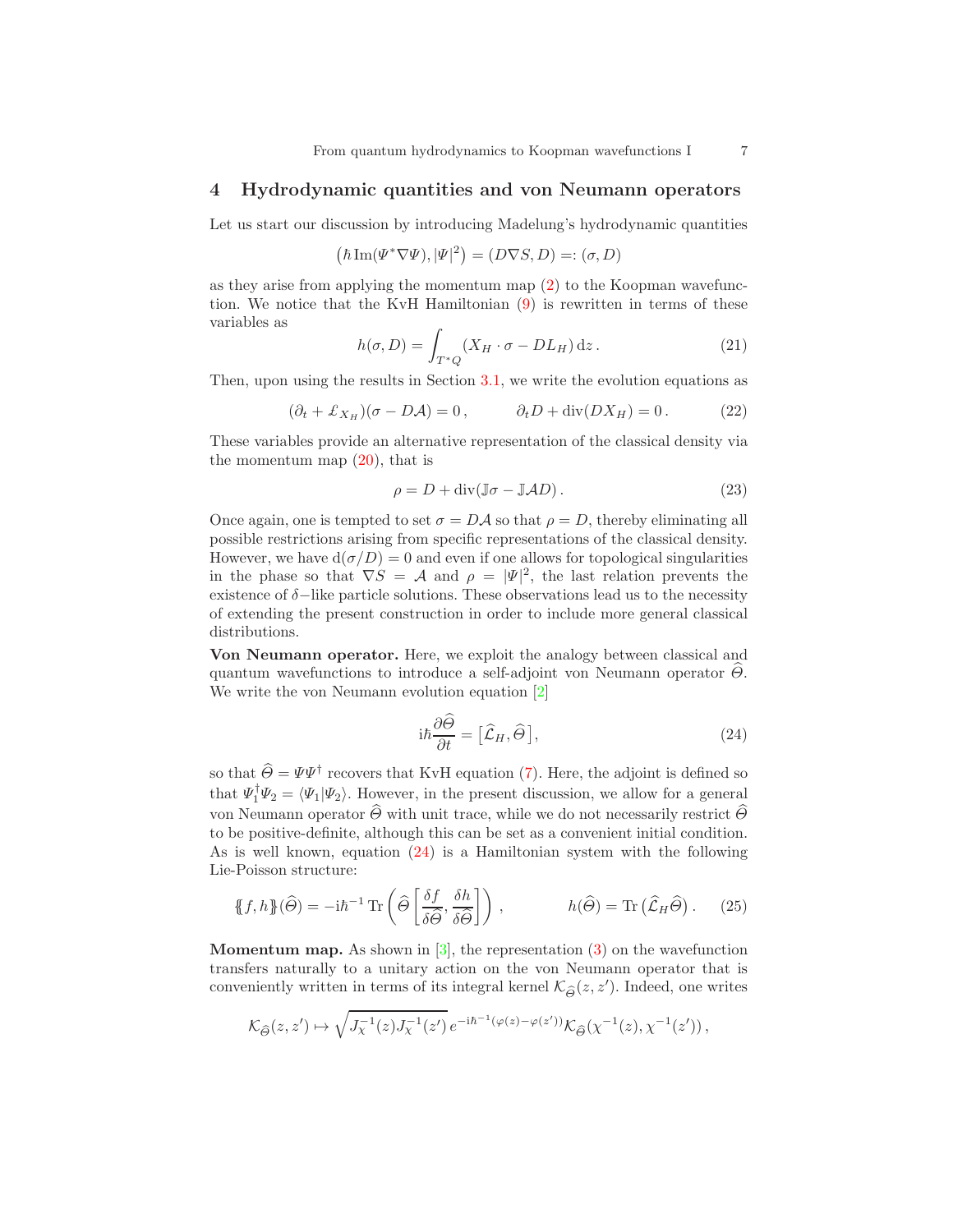## 4 Hydrodynamic quantities and von Neumann operators

Let us start our discussion by introducing Madelung's hydrodynamic quantities

$$\left(\hbar\,\mathrm{Im}(\Psi^*\nabla\Psi), |\Psi|^2\right) = (D\nabla S, D) =: (\sigma, D)$$

as they arise from applying the momentum map (2) to the Koopman wavefunction. We notice that the KvH Hamiltonian (9) is rewritten in terms of these variables as

$$h(\sigma, D) = \int_{T^*Q} (X_H\cdot\sigma - DL_H)\,\mathrm{d}z\,. \tag{21}$$

Then, upon using the results in Section 3.1, we write the evolution equations as

$$(\partial_t + \pounds_{X_H})(\sigma - D\mathcal{A}) = 0\,, \qquad \partial_t D + \mathrm{div}(DX_H) = 0\,. \tag{22}$$

These variables provide an alternative representation of the classical density via the momentum map (20), that is

$$\rho = D + \mathrm{div}(\mathbb{J}\sigma - \mathbb{J}\mathcal{A}D)\,. \tag{23}$$

Once again, one is tempted to set $\sigma = D\mathcal{A}$ so that $\rho = D$, thereby eliminating all possible restrictions arising from specific representations of the classical density. However, we have $\mathrm{d}(\sigma/D) = 0$ and even if one allows for topological singularities in the phase so that $\nabla S = \mathcal{A}$ and $\rho = |\Psi|^2$, the last relation prevents the existence of $\delta-$like particle solutions. These observations lead us to the necessity of extending the present construction in order to include more general classical distributions.

**Von Neumann operator.** Here, we exploit the analogy between classical and quantum wavefunctions to introduce a self-adjoint von Neumann operator $\widehat{\Theta}$. We write the von Neumann evolution equation [2]

$$\mathrm{i}\hbar\frac{\partial\widehat{\Theta}}{\partial t} = \big[\widehat{\mathcal{L}}_H, \widehat{\Theta}\big], \tag{24}$$

so that $\widehat{\Theta} = \Psi\Psi^\dagger$ recovers that KvH equation (7). Here, the adjoint is defined so that $\Psi_1^\dagger\Psi_2 = \langle\Psi_1|\Psi_2\rangle$. However, in the present discussion, we allow for a general von Neumann operator $\widehat{\Theta}$ with unit trace, while we do not necessarily restrict $\widehat{\Theta}$ to be positive-definite, although this can be set as a convenient initial condition. As is well known, equation (24) is a Hamiltonian system with the following Lie-Poisson structure:

$$\{\!\{f, h\}\!\}(\widehat{\Theta}) = -\mathrm{i}\hbar^{-1}\,\mathrm{Tr}\left(\widehat{\Theta}\left[\frac{\delta f}{\delta\widehat{\Theta}}, \frac{\delta h}{\delta\widehat{\Theta}}\right]\right)\,, \qquad h(\widehat{\Theta}) = \mathrm{Tr}\big(\widehat{\mathcal{L}}_H\widehat{\Theta}\big)\,. \tag{25}$$

**Momentum map.** As shown in [3], the representation (3) on the wavefunction transfers naturally to a unitary action on the von Neumann operator that is conveniently written in terms of its integral kernel $\mathcal{K}_{\widehat{\Theta}}(z, z')$. Indeed, one writes

$$\mathcal{K}_{\widehat{\Theta}}(z, z') \mapsto \sqrt{J_\chi^{-1}(z)J_\chi^{-1}(z')}\,e^{-\mathrm{i}\hbar^{-1}(\varphi(z)-\varphi(z'))}\mathcal{K}_{\widehat{\Theta}}(\chi^{-1}(z), \chi^{-1}(z'))\,,$$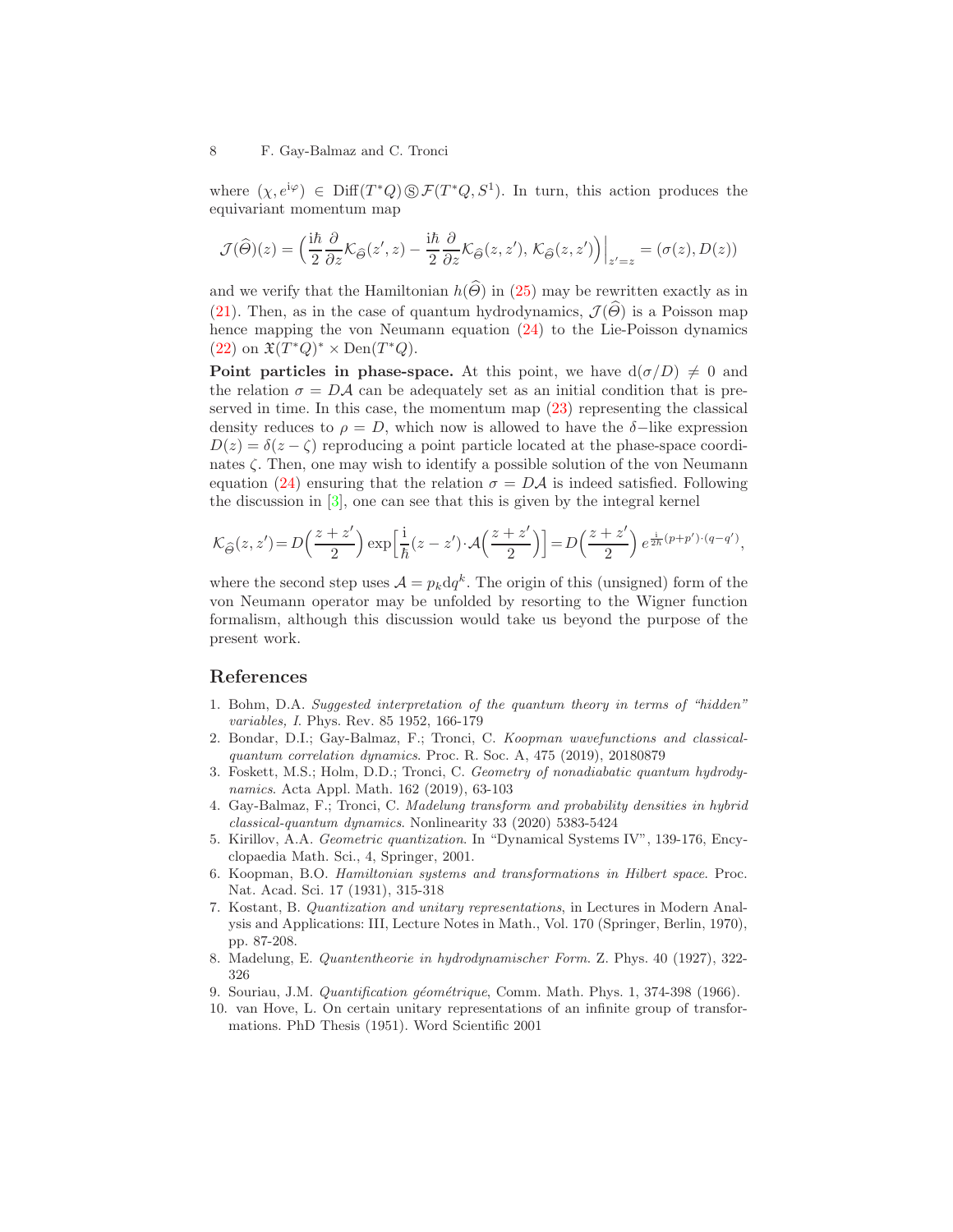where $(\chi, e^{i\varphi}) \in \text{Diff}(T^*Q) \circledS \mathcal{F}(T^*Q, S^1)$. In turn, this action produces the equivariant momentum map

$$\mathcal{J}(\widehat{\Theta})(z) = \Big(\frac{i\hbar}{2}\frac{\partial}{\partial z}\mathcal{K}_{\widehat{\Theta}}(z', z) - \frac{i\hbar}{2}\frac{\partial}{\partial z}\mathcal{K}_{\widehat{\Theta}}(z, z'),\, \mathcal{K}_{\widehat{\Theta}}(z, z')\Big)\Big|_{z'=z} = (\sigma(z), D(z))$$

and we verify that the Hamiltonian $h(\widehat{\Theta})$ in (25) may be rewritten exactly as in (21). Then, as in the case of quantum hydrodynamics, $\mathcal{J}(\widehat{\Theta})$ is a Poisson map hence mapping the von Neumann equation (24) to the Lie-Poisson dynamics (22) on $\mathfrak{X}(T^*Q)^* \times \text{Den}(T^*Q)$.

**Point particles in phase-space.** At this point, we have $\mathrm{d}(\sigma/D) \neq 0$ and the relation $\sigma = D\mathcal{A}$ can be adequately set as an initial condition that is preserved in time. In this case, the momentum map (23) representing the classical density reduces to $\rho = D$, which now is allowed to have the $\delta-$like expression $D(z) = \delta(z - \zeta)$ reproducing a point particle located at the phase-space coordinates $\zeta$. Then, one may wish to identify a possible solution of the von Neumann equation (24) ensuring that the relation $\sigma = D\mathcal{A}$ is indeed satisfied. Following the discussion in [3], one can see that this is given by the integral kernel

$$\mathcal{K}_{\widehat{\Theta}}(z, z') = D\Big(\frac{z + z'}{2}\Big)\exp\Big[\frac{i}{\hbar}(z - z')\cdot\mathcal{A}\Big(\frac{z + z'}{2}\Big)\Big] = D\Big(\frac{z + z'}{2}\Big)\, e^{\frac{i}{2\hbar}(p+p')\cdot(q-q')},$$

where the second step uses $\mathcal{A} = p_k \mathrm{d}q^k$. The origin of this (unsigned) form of the von Neumann operator may be unfolded by resorting to the Wigner function formalism, although this discussion would take us beyond the purpose of the present work.

## References

1. Bohm, D.A. *Suggested interpretation of the quantum theory in terms of "hidden" variables, I*. Phys. Rev. 85 1952, 166-179
2. Bondar, D.I.; Gay-Balmaz, F.; Tronci, C. *Koopman wavefunctions and classical-quantum correlation dynamics*. Proc. R. Soc. A, 475 (2019), 20180879
3. Foskett, M.S.; Holm, D.D.; Tronci, C. *Geometry of nonadiabatic quantum hydrodynamics*. Acta Appl. Math. 162 (2019), 63-103
4. Gay-Balmaz, F.; Tronci, C. *Madelung transform and probability densities in hybrid classical-quantum dynamics*. Nonlinearity 33 (2020) 5383-5424
5. Kirillov, A.A. *Geometric quantization*. In "Dynamical Systems IV", 139-176, Encyclopaedia Math. Sci., 4, Springer, 2001.
6. Koopman, B.O. *Hamiltonian systems and transformations in Hilbert space*. Proc. Nat. Acad. Sci. 17 (1931), 315-318
7. Kostant, B. *Quantization and unitary representations*, in Lectures in Modern Analysis and Applications: III, Lecture Notes in Math., Vol. 170 (Springer, Berlin, 1970), pp. 87-208.
8. Madelung, E. *Quantentheorie in hydrodynamischer Form*. Z. Phys. 40 (1927), 322-326
9. Souriau, J.M. *Quantification géométrique*, Comm. Math. Phys. 1, 374-398 (1966).
10. van Hove, L. On certain unitary representations of an infinite group of transformations. PhD Thesis (1951). Word Scientific 2001